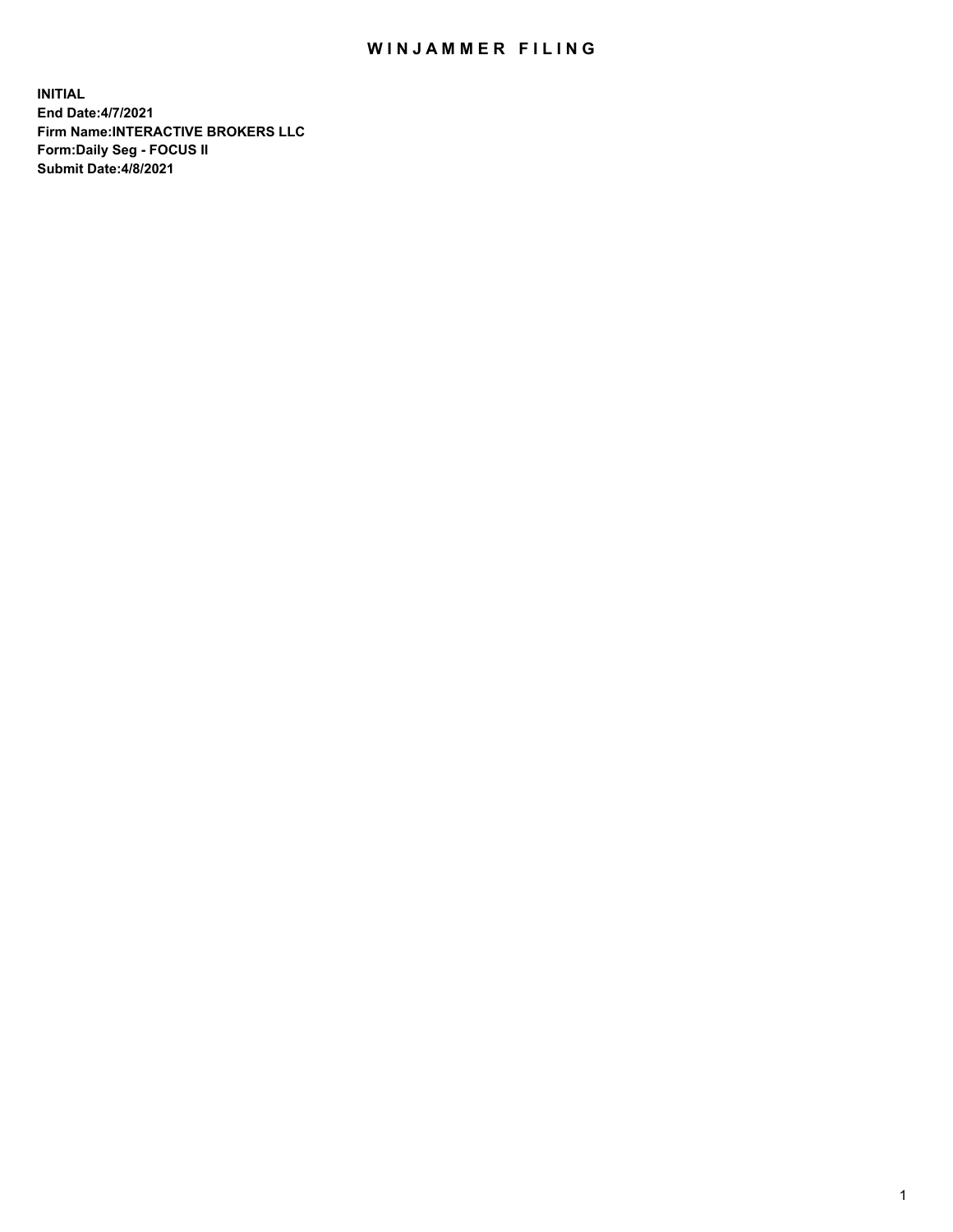# WINJAMMER FILING

**INITIAL**
**End Date:4/7/2021**
**Firm Name:INTERACTIVE BROKERS LLC**
**Form:Daily Seg - FOCUS II**
**Submit Date:4/8/2021**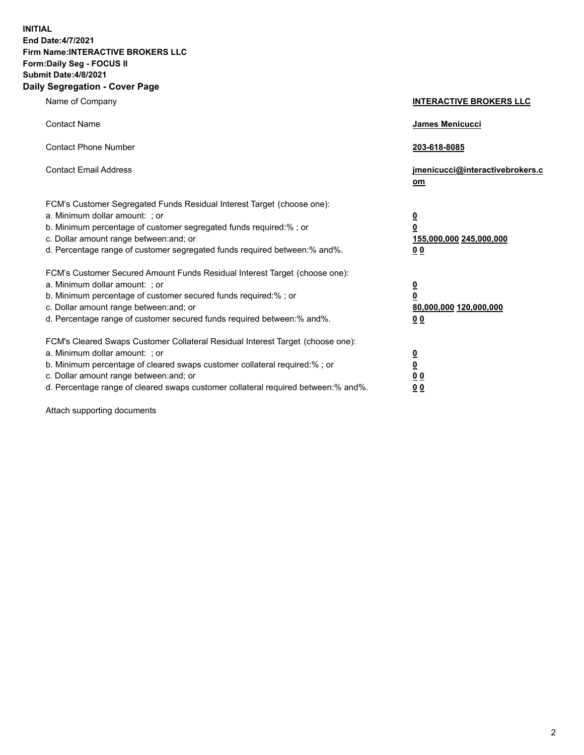**INITIAL**
**End Date:4/7/2021**
**Firm Name:INTERACTIVE BROKERS LLC**
**Form:Daily Seg - FOCUS II**
**Submit Date:4/8/2021**

## Daily Segregation - Cover Page

| | |
|---|---|
| Name of Company | **INTERACTIVE BROKERS LLC** |
| Contact Name | **James Menicucci** |
| Contact Phone Number | **203-618-8085** |
| Contact Email Address | **jmenicucci@interactivebrokers.com** |

FCM's Customer Segregated Funds Residual Interest Target (choose one):

| | |
|---|---|
| a. Minimum dollar amount: ; or | **0** |
| b. Minimum percentage of customer segregated funds required:% ; or | **0** |
| c. Dollar amount range between:and; or | **155,000,000** **245,000,000** |
| d. Percentage range of customer segregated funds required between:% and%. | **0** **0** |

FCM's Customer Secured Amount Funds Residual Interest Target (choose one):

| | |
|---|---|
| a. Minimum dollar amount: ; or | **0** |
| b. Minimum percentage of customer secured funds required:% ; or | **0** |
| c. Dollar amount range between:and; or | **80,000,000** **120,000,000** |
| d. Percentage range of customer secured funds required between:% and%. | **0** **0** |

FCM's Cleared Swaps Customer Collateral Residual Interest Target (choose one):

| | |
|---|---|
| a. Minimum dollar amount: ; or | **0** |
| b. Minimum percentage of cleared swaps customer collateral required:% ; or | **0** |
| c. Dollar amount range between:and; or | **0** **0** |
| d. Percentage range of cleared swaps customer collateral required between:% and%. | **0** **0** |

Attach supporting documents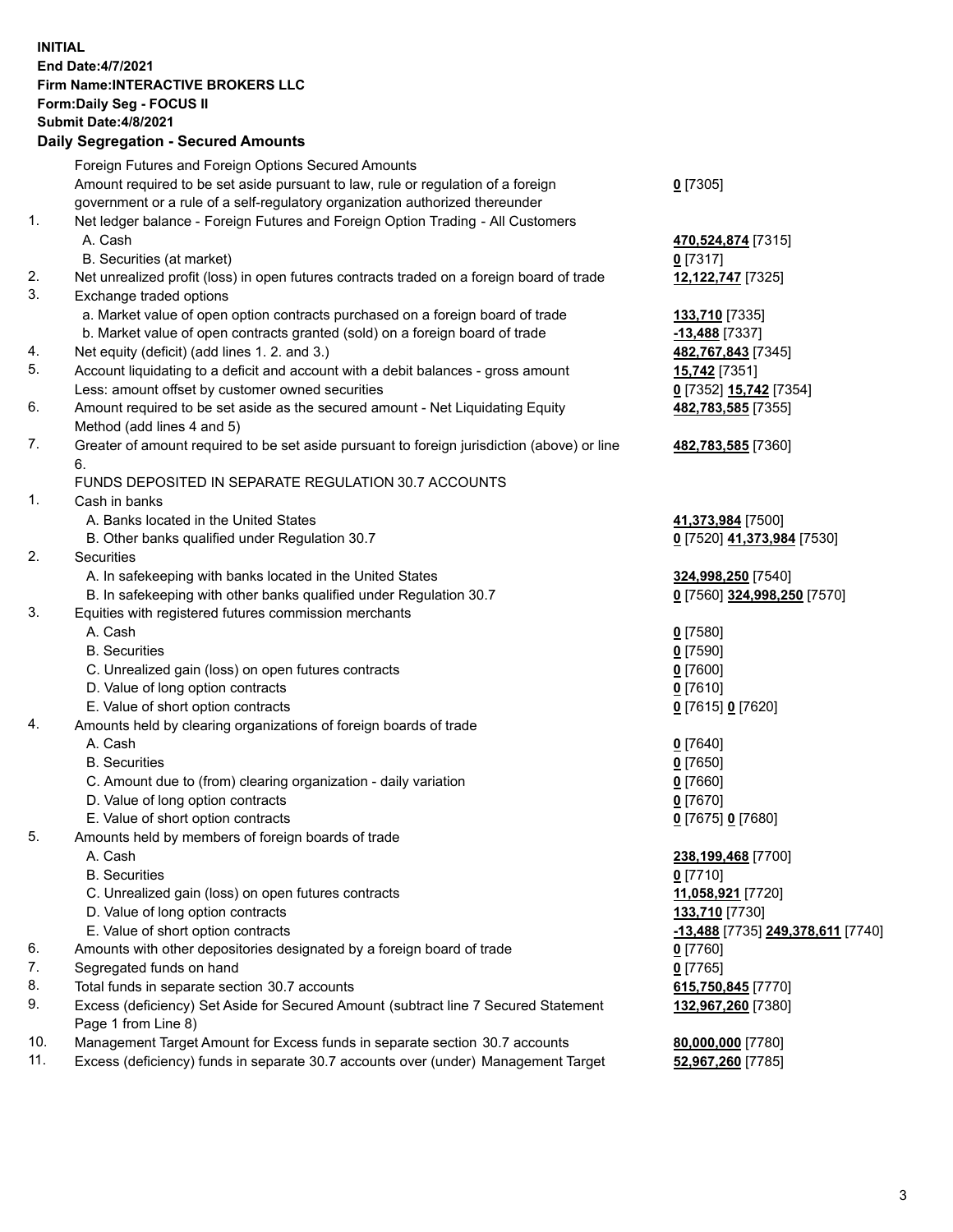**INITIAL**
**End Date:4/7/2021**
**Firm Name:INTERACTIVE BROKERS LLC**
**Form:Daily Seg - FOCUS II**
**Submit Date:4/8/2021**

### Daily Segregation - Secured Amounts

| | | |
|---|---|---|
| | Foreign Futures and Foreign Options Secured Amounts | |
| | Amount required to be set aside pursuant to law, rule or regulation of a foreign government or a rule of a self-regulatory organization authorized thereunder | **0** [7305] |
| 1. | Net ledger balance - Foreign Futures and Foreign Option Trading - All Customers | |
| | A. Cash | **470,524,874** [7315] |
| | B. Securities (at market) | **0** [7317] |
| 2. | Net unrealized profit (loss) in open futures contracts traded on a foreign board of trade | **12,122,747** [7325] |
| 3. | Exchange traded options | |
| | a. Market value of open option contracts purchased on a foreign board of trade | **133,710** [7335] |
| | b. Market value of open contracts granted (sold) on a foreign board of trade | **-13,488** [7337] |
| 4. | Net equity (deficit) (add lines 1. 2. and 3.) | **482,767,843** [7345] |
| 5. | Account liquidating to a deficit and account with a debit balances - gross amount | **15,742** [7351] |
| | Less: amount offset by customer owned securities | **0** [7352] **15,742** [7354] |
| 6. | Amount required to be set aside as the secured amount - Net Liquidating Equity Method (add lines 4 and 5) | **482,783,585** [7355] |
| 7. | Greater of amount required to be set aside pursuant to foreign jurisdiction (above) or line 6. | **482,783,585** [7360] |
| | FUNDS DEPOSITED IN SEPARATE REGULATION 30.7 ACCOUNTS | |
| 1. | Cash in banks | |
| | A. Banks located in the United States | **41,373,984** [7500] |
| | B. Other banks qualified under Regulation 30.7 | **0** [7520] **41,373,984** [7530] |
| 2. | Securities | |
| | A. In safekeeping with banks located in the United States | **324,998,250** [7540] |
| | B. In safekeeping with other banks qualified under Regulation 30.7 | **0** [7560] **324,998,250** [7570] |
| 3. | Equities with registered futures commission merchants | |
| | A. Cash | **0** [7580] |
| | B. Securities | **0** [7590] |
| | C. Unrealized gain (loss) on open futures contracts | **0** [7600] |
| | D. Value of long option contracts | **0** [7610] |
| | E. Value of short option contracts | **0** [7615] **0** [7620] |
| 4. | Amounts held by clearing organizations of foreign boards of trade | |
| | A. Cash | **0** [7640] |
| | B. Securities | **0** [7650] |
| | C. Amount due to (from) clearing organization - daily variation | **0** [7660] |
| | D. Value of long option contracts | **0** [7670] |
| | E. Value of short option contracts | **0** [7675] **0** [7680] |
| 5. | Amounts held by members of foreign boards of trade | |
| | A. Cash | **238,199,468** [7700] |
| | B. Securities | **0** [7710] |
| | C. Unrealized gain (loss) on open futures contracts | **11,058,921** [7720] |
| | D. Value of long option contracts | **133,710** [7730] |
| | E. Value of short option contracts | **-13,488** [7735] **249,378,611** [7740] |
| 6. | Amounts with other depositories designated by a foreign board of trade | **0** [7760] |
| 7. | Segregated funds on hand | **0** [7765] |
| 8. | Total funds in separate section 30.7 accounts | **615,750,845** [7770] |
| 9. | Excess (deficiency) Set Aside for Secured Amount (subtract line 7 Secured Statement Page 1 from Line 8) | **132,967,260** [7380] |
| 10. | Management Target Amount for Excess funds in separate section 30.7 accounts | **80,000,000** [7780] |
| 11. | Excess (deficiency) funds in separate 30.7 accounts over (under) Management Target | **52,967,260** [7785] |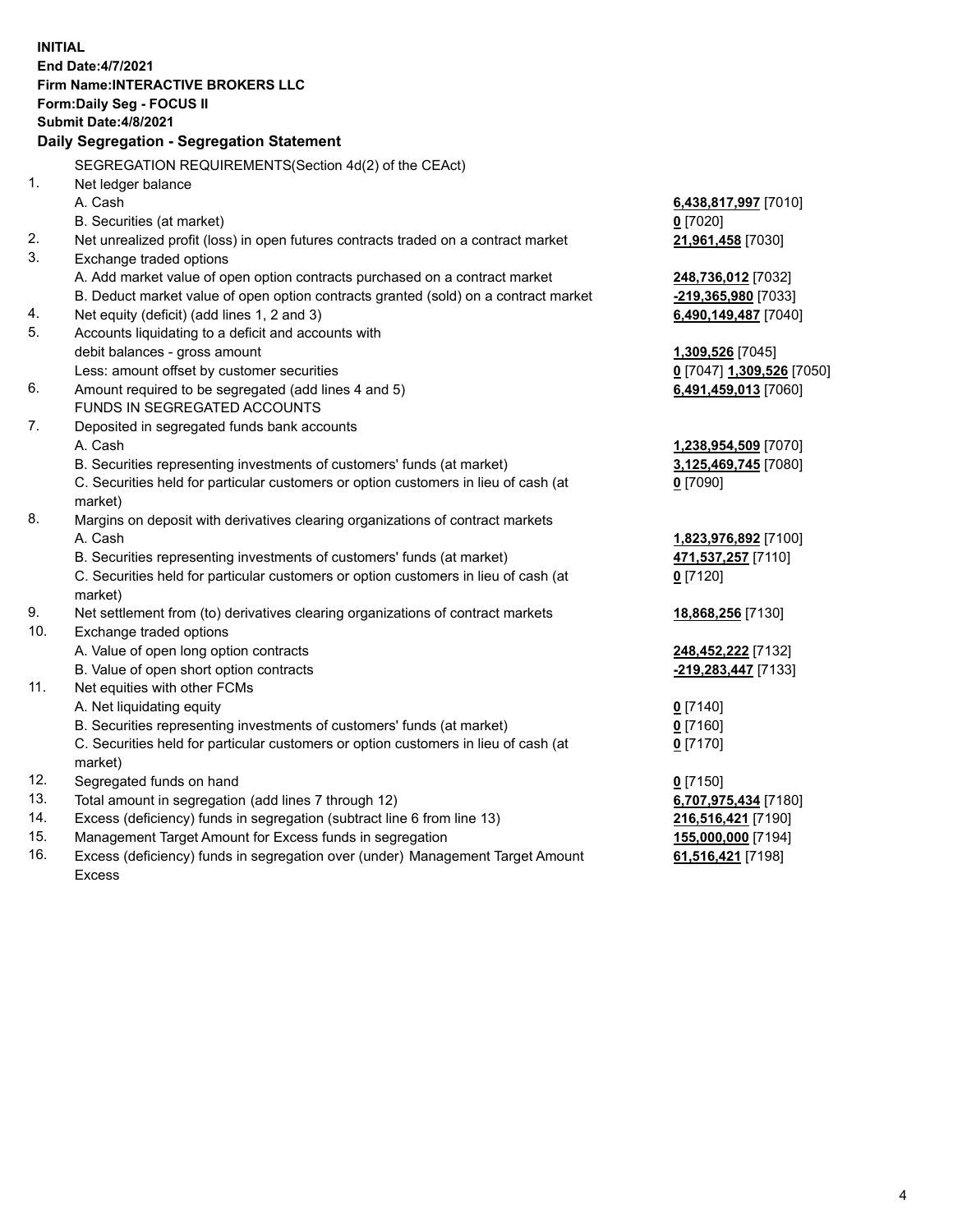**INITIAL**
**End Date:4/7/2021**
**Firm Name:INTERACTIVE BROKERS LLC**
**Form:Daily Seg - FOCUS II**
**Submit Date:4/8/2021**

## Daily Segregation - Segregation Statement

SEGREGATION REQUIREMENTS(Section 4d(2) of the CEAct)

| | | |
|---|---|---|
| 1. | Net ledger balance | |
| | A. Cash | 6,438,817,997 [7010] |
| | B. Securities (at market) | 0 [7020] |
| 2. | Net unrealized profit (loss) in open futures contracts traded on a contract market | 21,961,458 [7030] |
| 3. | Exchange traded options | |
| | A. Add market value of open option contracts purchased on a contract market | 248,736,012 [7032] |
| | B. Deduct market value of open option contracts granted (sold) on a contract market | -219,365,980 [7033] |
| 4. | Net equity (deficit) (add lines 1, 2 and 3) | 6,490,149,487 [7040] |
| 5. | Accounts liquidating to a deficit and accounts with | |
| | debit balances - gross amount | 1,309,526 [7045] |
| | Less: amount offset by customer securities | 0 [7047] 1,309,526 [7050] |
| 6. | Amount required to be segregated (add lines 4 and 5) | 6,491,459,013 [7060] |
| | FUNDS IN SEGREGATED ACCOUNTS | |
| 7. | Deposited in segregated funds bank accounts | |
| | A. Cash | 1,238,954,509 [7070] |
| | B. Securities representing investments of customers' funds (at market) | 3,125,469,745 [7080] |
| | C. Securities held for particular customers or option customers in lieu of cash (at market) | 0 [7090] |
| 8. | Margins on deposit with derivatives clearing organizations of contract markets | |
| | A. Cash | 1,823,976,892 [7100] |
| | B. Securities representing investments of customers' funds (at market) | 471,537,257 [7110] |
| | C. Securities held for particular customers or option customers in lieu of cash (at market) | 0 [7120] |
| 9. | Net settlement from (to) derivatives clearing organizations of contract markets | 18,868,256 [7130] |
| 10. | Exchange traded options | |
| | A. Value of open long option contracts | 248,452,222 [7132] |
| | B. Value of open short option contracts | -219,283,447 [7133] |
| 11. | Net equities with other FCMs | |
| | A. Net liquidating equity | 0 [7140] |
| | B. Securities representing investments of customers' funds (at market) | 0 [7160] |
| | C. Securities held for particular customers or option customers in lieu of cash (at market) | 0 [7170] |
| 12. | Segregated funds on hand | 0 [7150] |
| 13. | Total amount in segregation (add lines 7 through 12) | 6,707,975,434 [7180] |
| 14. | Excess (deficiency) funds in segregation (subtract line 6 from line 13) | 216,516,421 [7190] |
| 15. | Management Target Amount for Excess funds in segregation | 155,000,000 [7194] |
| 16. | Excess (deficiency) funds in segregation over (under) Management Target Amount Excess | 61,516,421 [7198] |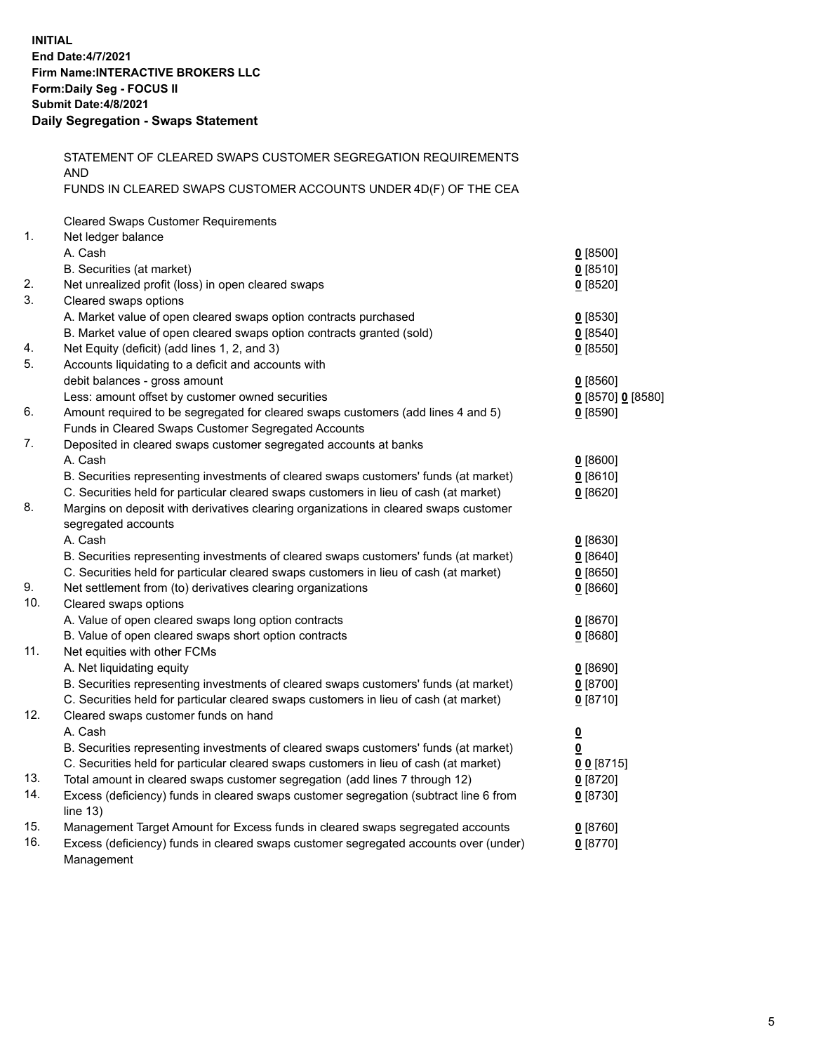**INITIAL**
**End Date:4/7/2021**
**Firm Name:INTERACTIVE BROKERS LLC**
**Form:Daily Seg - FOCUS II**
**Submit Date:4/8/2021**
**Daily Segregation - Swaps Statement**

STATEMENT OF CLEARED SWAPS CUSTOMER SEGREGATION REQUIREMENTS AND FUNDS IN CLEARED SWAPS CUSTOMER ACCOUNTS UNDER 4D(F) OF THE CEA

| | | |
|---|---|---|
| | Cleared Swaps Customer Requirements | |
| 1. | Net ledger balance | |
| | A. Cash | 0 [8500] |
| | B. Securities (at market) | 0 [8510] |
| 2. | Net unrealized profit (loss) in open cleared swaps | 0 [8520] |
| 3. | Cleared swaps options | |
| | A. Market value of open cleared swaps option contracts purchased | 0 [8530] |
| | B. Market value of open cleared swaps option contracts granted (sold) | 0 [8540] |
| 4. | Net Equity (deficit) (add lines 1, 2, and 3) | 0 [8550] |
| 5. | Accounts liquidating to a deficit and accounts with debit balances - gross amount | 0 [8560] |
| | Less: amount offset by customer owned securities | 0 [8570] 0 [8580] |
| 6. | Amount required to be segregated for cleared swaps customers (add lines 4 and 5) | 0 [8590] |
| | Funds in Cleared Swaps Customer Segregated Accounts | |
| 7. | Deposited in cleared swaps customer segregated accounts at banks | |
| | A. Cash | 0 [8600] |
| | B. Securities representing investments of cleared swaps customers' funds (at market) | 0 [8610] |
| | C. Securities held for particular cleared swaps customers in lieu of cash (at market) | 0 [8620] |
| 8. | Margins on deposit with derivatives clearing organizations in cleared swaps customer segregated accounts | |
| | A. Cash | 0 [8630] |
| | B. Securities representing investments of cleared swaps customers' funds (at market) | 0 [8640] |
| | C. Securities held for particular cleared swaps customers in lieu of cash (at market) | 0 [8650] |
| 9. | Net settlement from (to) derivatives clearing organizations | 0 [8660] |
| 10. | Cleared swaps options | |
| | A. Value of open cleared swaps long option contracts | 0 [8670] |
| | B. Value of open cleared swaps short option contracts | 0 [8680] |
| 11. | Net equities with other FCMs | |
| | A. Net liquidating equity | 0 [8690] |
| | B. Securities representing investments of cleared swaps customers' funds (at market) | 0 [8700] |
| | C. Securities held for particular cleared swaps customers in lieu of cash (at market) | 0 [8710] |
| 12. | Cleared swaps customer funds on hand | |
| | A. Cash | 0 |
| | B. Securities representing investments of cleared swaps customers' funds (at market) | 0 |
| | C. Securities held for particular cleared swaps customers in lieu of cash (at market) | 0 0 [8715] |
| 13. | Total amount in cleared swaps customer segregation (add lines 7 through 12) | 0 [8720] |
| 14. | Excess (deficiency) funds in cleared swaps customer segregation (subtract line 6 from line 13) | 0 [8730] |
| 15. | Management Target Amount for Excess funds in cleared swaps segregated accounts | 0 [8760] |
| 16. | Excess (deficiency) funds in cleared swaps customer segregated accounts over (under) Management | 0 [8770] |